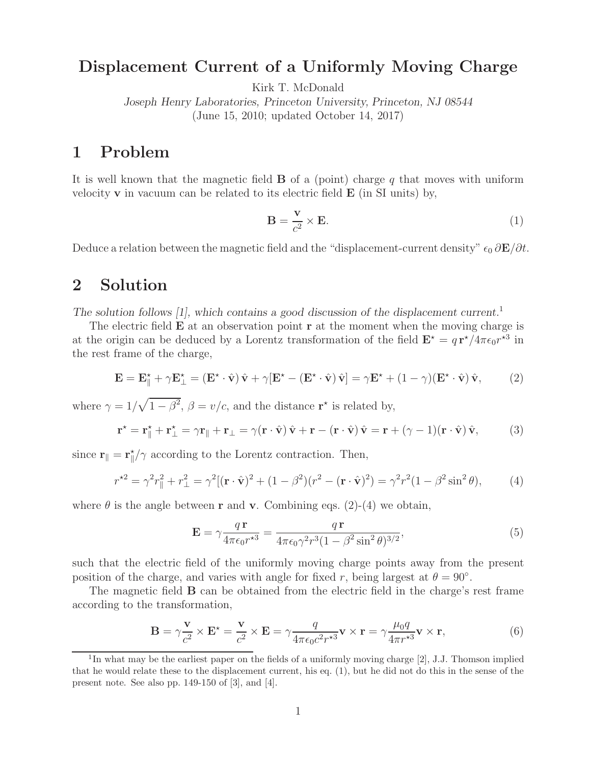# Displacement Current of a Uniformly Moving Charge

Kirk T. McDonald

*Joseph Henry Laboratories, Princeton University, Princeton, NJ 08544*

(June 15, 2010; updated October 14, 2017)

## 1 Problem

It is well known that the magnetic field $\mathbf{B}$ of a (point) charge $q$ that moves with uniform velocity $\mathbf{v}$ in vacuum can be related to its electric field $\mathbf{E}$ (in SI units) by,

$$\mathbf{B} = \frac{\mathbf{v}}{c^2} \times \mathbf{E}. \tag{1}$$

Deduce a relation between the magnetic field and the "displacement-current density" $\epsilon_0\, \partial\mathbf{E}/\partial t$.

## 2 Solution

*The solution follows [1], which contains a good discussion of the displacement current.*[1]

The electric field $\mathbf{E}$ at an observation point $\mathbf{r}$ at the moment when the moving charge is at the origin can be deduced by a Lorentz transformation of the field $\mathbf{E}^\star = q\,\mathbf{r}^\star/4\pi\epsilon_0 r^{\star 3}$ in the rest frame of the charge,

$$\mathbf{E} = \mathbf{E}^\star_\parallel + \gamma\mathbf{E}^\star_\perp = (\mathbf{E}^\star \cdot \hat{\mathbf{v}})\,\hat{\mathbf{v}} + \gamma[\mathbf{E}^\star - (\mathbf{E}^\star \cdot \hat{\mathbf{v}})\,\hat{\mathbf{v}}] = \gamma\mathbf{E}^\star + (1-\gamma)(\mathbf{E}^\star \cdot \hat{\mathbf{v}})\,\hat{\mathbf{v}}, \tag{2}$$

where $\gamma = 1/\sqrt{1-\beta^2}$, $\beta = v/c$, and the distance $\mathbf{r}^\star$ is related by,

$$\mathbf{r}^\star = \mathbf{r}^\star_\parallel + \mathbf{r}^\star_\perp = \gamma\mathbf{r}_\parallel + \mathbf{r}_\perp = \gamma(\mathbf{r}\cdot\hat{\mathbf{v}})\,\hat{\mathbf{v}} + \mathbf{r} - (\mathbf{r}\cdot\hat{\mathbf{v}})\,\hat{\mathbf{v}} = \mathbf{r} + (\gamma - 1)(\mathbf{r}\cdot\hat{\mathbf{v}})\,\hat{\mathbf{v}}, \tag{3}$$

since $\mathbf{r}_\parallel = \mathbf{r}^\star_\parallel/\gamma$ according to the Lorentz contraction. Then,

$$r^{\star 2} = \gamma^2 r_\parallel^2 + r_\perp^2 = \gamma^2[(\mathbf{r}\cdot\hat{\mathbf{v}})^2 + (1-\beta^2)(r^2 - (\mathbf{r}\cdot\hat{\mathbf{v}})^2) = \gamma^2 r^2(1-\beta^2\sin^2\theta), \tag{4}$$

where $\theta$ is the angle between $\mathbf{r}$ and $\mathbf{v}$. Combining eqs. (2)-(4) we obtain,

$$\mathbf{E} = \gamma\frac{q\,\mathbf{r}}{4\pi\epsilon_0 r^{\star 3}} = \frac{q\,\mathbf{r}}{4\pi\epsilon_0\gamma^2 r^3(1-\beta^2\sin^2\theta)^{3/2}}, \tag{5}$$

such that the electric field of the uniformly moving charge points away from the present position of the charge, and varies with angle for fixed $r$, being largest at $\theta = 90^\circ$.

The magnetic field $\mathbf{B}$ can be obtained from the electric field in the charge's rest frame according to the transformation,

$$\mathbf{B} = \gamma\frac{\mathbf{v}}{c^2}\times\mathbf{E}^\star = \frac{\mathbf{v}}{c^2}\times\mathbf{E} = \gamma\frac{q}{4\pi\epsilon_0 c^2 r^{\star 3}}\mathbf{v}\times\mathbf{r} = \gamma\frac{\mu_0 q}{4\pi r^{\star 3}}\mathbf{v}\times\mathbf{r}, \tag{6}$$

[1] In what may be the earliest paper on the fields of a uniformly moving charge [2], J.J. Thomson implied that he would relate these to the displacement current, his eq. (1), but he did not do this in the sense of the present note. See also pp. 149-150 of [3], and [4].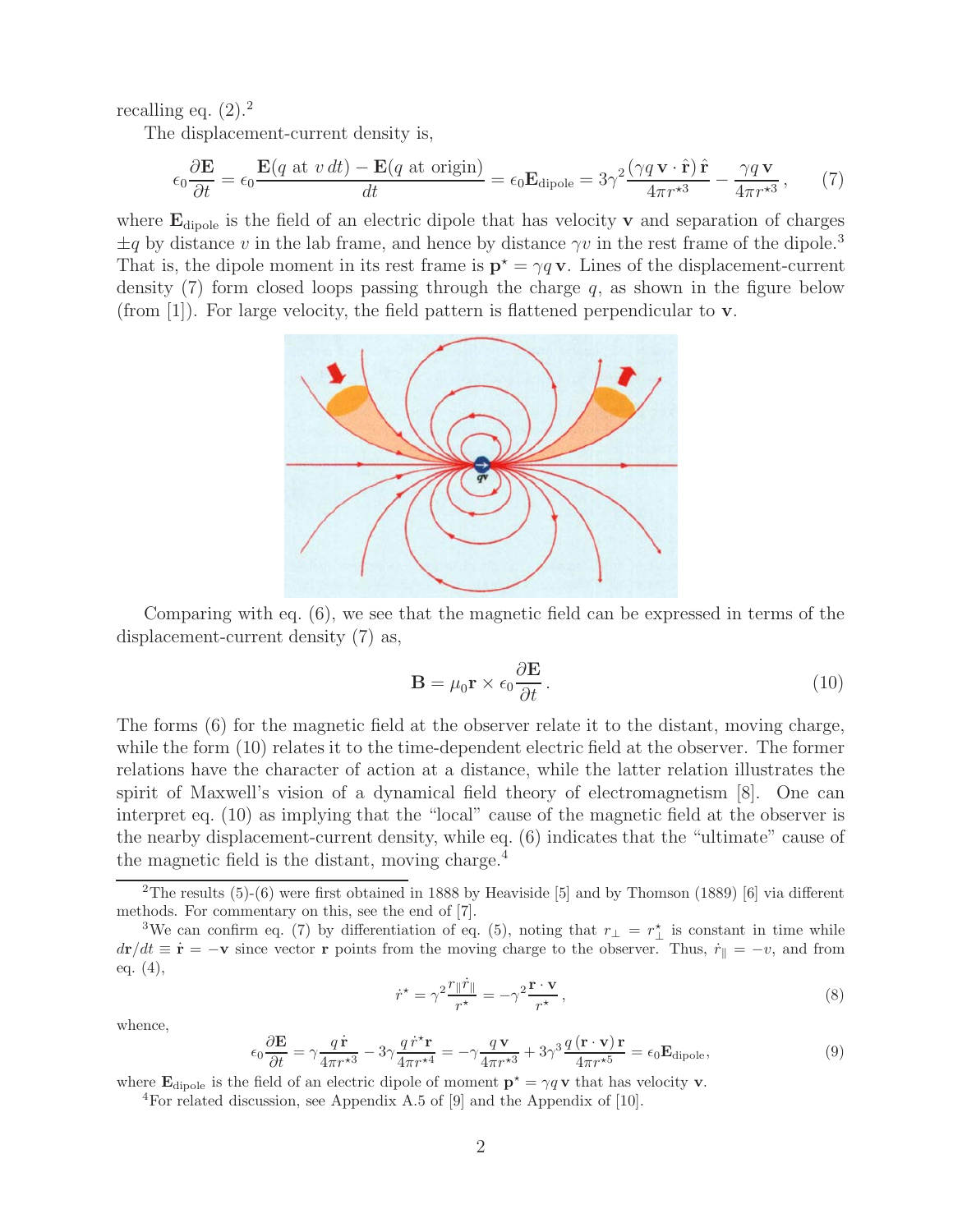recalling eq. (2).[2]

The displacement-current density is,

$$\epsilon_0 \frac{\partial \mathbf{E}}{\partial t} = \epsilon_0 \frac{\mathbf{E}(q \text{ at } v\,dt) - \mathbf{E}(q \text{ at origin})}{dt} = \epsilon_0 \mathbf{E}_{\rm dipole} = 3\gamma^2 \frac{(\gamma q\, \mathbf{v} \cdot \hat{\mathbf{r}})\, \hat{\mathbf{r}}}{4\pi r^{\star 3}} - \frac{\gamma q\, \mathbf{v}}{4\pi r^{\star 3}}\,, \qquad (7)$$

where $\mathbf{E}_{\rm dipole}$ is the field of an electric dipole that has velocity $\mathbf{v}$ and separation of charges $\pm q$ by distance $v$ in the lab frame, and hence by distance $\gamma v$ in the rest frame of the dipole.[3] That is, the dipole moment in its rest frame is $\mathbf{p}^\star = \gamma q\, \mathbf{v}$. Lines of the displacement-current density (7) form closed loops passing through the charge $q$, as shown in the figure below (from [1]). For large velocity, the field pattern is flattened perpendicular to $\mathbf{v}$.

Comparing with eq. (6), we see that the magnetic field can be expressed in terms of the displacement-current density (7) as,

$$\mathbf{B} = \mu_0 \mathbf{r} \times \epsilon_0 \frac{\partial \mathbf{E}}{\partial t}\,. \qquad (10)$$

The forms (6) for the magnetic field at the observer relate it to the distant, moving charge, while the form (10) relates it to the time-dependent electric field at the observer. The former relations have the character of action at a distance, while the latter relation illustrates the spirit of Maxwell's vision of a dynamical field theory of electromagnetism [8]. One can interpret eq. (10) as implying that the "local" cause of the magnetic field at the observer is the nearby displacement-current density, while eq. (6) indicates that the "ultimate" cause of the magnetic field is the distant, moving charge.[4]

---

[2] The results (5)-(6) were first obtained in 1888 by Heaviside [5] and by Thomson (1889) [6] via different methods. For commentary on this, see the end of [7].

[3] We can confirm eq. (7) by differentiation of eq. (5), noting that $r_\perp = r_\perp^\star$ is constant in time while $d\mathbf{r}/dt \equiv \dot{\mathbf{r}} = -\mathbf{v}$ since vector $\mathbf{r}$ points from the moving charge to the observer. Thus, $\dot{r}_\parallel = -v$, and from eq. (4),

$$\dot{r}^\star = \gamma^2 \frac{r_\parallel \dot{r}_\parallel}{r^\star} = -\gamma^2 \frac{\mathbf{r} \cdot \mathbf{v}}{r^\star}\,, \qquad (8)$$

whence,

$$\epsilon_0 \frac{\partial \mathbf{E}}{\partial t} = \gamma \frac{q\, \dot{\mathbf{r}}}{4\pi r^{\star 3}} - 3\gamma \frac{q\, \dot{r}^\star \mathbf{r}}{4\pi r^{\star 4}} = -\gamma \frac{q\, \mathbf{v}}{4\pi r^{\star 3}} + 3\gamma^3 \frac{q\, (\mathbf{r} \cdot \mathbf{v})\, \mathbf{r}}{4\pi r^{\star 5}} = \epsilon_0 \mathbf{E}_{\rm dipole}, \qquad (9)$$

where $\mathbf{E}_{\rm dipole}$ is the field of an electric dipole of moment $\mathbf{p}^\star = \gamma q\, \mathbf{v}$ that has velocity $\mathbf{v}$.

[4] For related discussion, see Appendix A.5 of [9] and the Appendix of [10].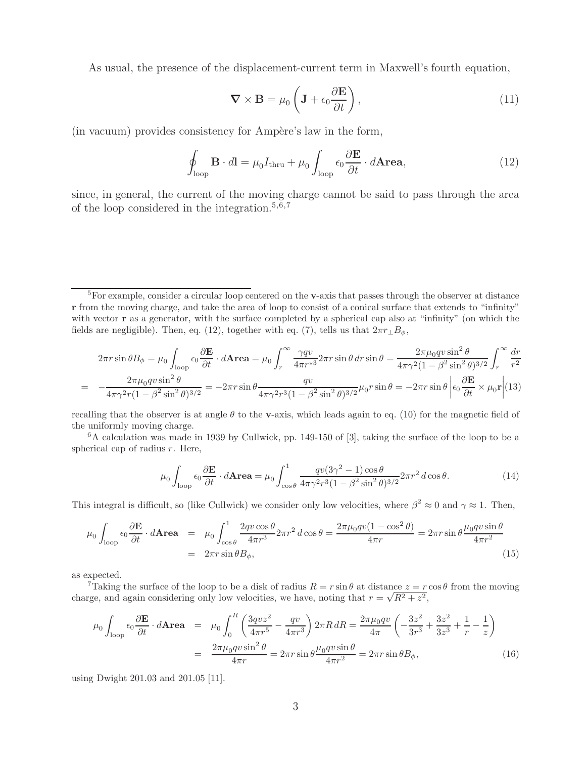As usual, the presence of the displacement-current term in Maxwell's fourth equation,

$$\boldsymbol{\nabla} \times \mathbf{B} = \mu_0 \left( \mathbf{J} + \epsilon_0 \frac{\partial \mathbf{E}}{\partial t} \right), \tag{11}$$

(in vacuum) provides consistency for Ampère's law in the form,

$$\oint_{\rm loop} \mathbf{B} \cdot d\mathbf{l} = \mu_0 I_{\rm thru} + \mu_0 \int_{\rm loop} \epsilon_0 \frac{\partial \mathbf{E}}{\partial t} \cdot d\mathbf{Area}, \tag{12}$$

since, in general, the current of the moving charge cannot be said to pass through the area of the loop considered in the integration.[5,6,7]

---

[5] For example, consider a circular loop centered on the $\mathbf{v}$-axis that passes through the observer at distance $\mathbf{r}$ from the moving charge, and take the area of loop to consist of a conical surface that extends to "infinity" with vector $\mathbf{r}$ as a generator, with the surface completed by a spherical cap also at "infinity" (on which the fields are negligible). Then, eq. (12), together with eq. (7), tells us that $2\pi r_\perp B_\phi$,

$$\begin{aligned} 2\pi r \sin\theta B_\phi &= \mu_0 \int_{\rm loop} \epsilon_0 \frac{\partial \mathbf{E}}{\partial t} \cdot d\mathbf{Area} = \mu_0 \int_r^\infty \frac{\gamma q v}{4\pi r^{\star 3}} 2\pi r \sin\theta \, dr \sin\theta = \frac{2\pi \mu_0 q v \sin^2\theta}{4\pi \gamma^2 (1 - \beta^2 \sin^2\theta)^{3/2}} \int_r^\infty \frac{dr}{r^2} \\ &= -\frac{2\pi \mu_0 q v \sin^2\theta}{4\pi \gamma^2 r (1 - \beta^2 \sin^2\theta)^{3/2}} = -2\pi r \sin\theta \frac{q v}{4\pi \gamma^2 r^3 (1 - \beta^2 \sin^2\theta)^{3/2}} \mu_0 r \sin\theta = -2\pi r \sin\theta \left| \epsilon_0 \frac{\partial \mathbf{E}}{\partial t} \times \mu_0 \mathbf{r} \right| \end{aligned} \tag{13}$$

recalling that the observer is at angle $\theta$ to the $\mathbf{v}$-axis, which leads again to eq. (10) for the magnetic field of the uniformly moving charge.

[6] A calculation was made in 1939 by Cullwick, pp. 149-150 of [3], taking the surface of the loop to be a spherical cap of radius $r$. Here,

$$\mu_0 \int_{\rm loop} \epsilon_0 \frac{\partial \mathbf{E}}{\partial t} \cdot d\mathbf{Area} = \mu_0 \int_{\cos\theta}^1 \frac{q v (3\gamma^2 - 1) \cos\theta}{4\pi \gamma^2 r^3 (1 - \beta^2 \sin^2\theta)^{3/2}} 2\pi r^2 \, d\cos\theta. \tag{14}$$

This integral is difficult, so (like Cullwick) we consider only low velocities, where $\beta^2 \approx 0$ and $\gamma \approx 1$. Then,

$$\begin{aligned} \mu_0 \int_{\rm loop} \epsilon_0 \frac{\partial \mathbf{E}}{\partial t} \cdot d\mathbf{Area} &= \mu_0 \int_{\cos\theta}^1 \frac{2 q v \cos\theta}{4\pi r^3} 2\pi r^2 \, d\cos\theta = \frac{2\pi \mu_0 q v (1 - \cos^2\theta)}{4\pi r} = 2\pi r \sin\theta \frac{\mu_0 q v \sin\theta}{4\pi r^2} \\ &= 2\pi r \sin\theta B_\phi, \end{aligned} \tag{15}$$

as expected.

[7] Taking the surface of the loop to be a disk of radius $R = r \sin\theta$ at distance $z = r \cos\theta$ from the moving charge, and again considering only low velocities, we have, noting that $r = \sqrt{R^2 + z^2}$,

$$\begin{aligned} \mu_0 \int_{\rm loop} \epsilon_0 \frac{\partial \mathbf{E}}{\partial t} \cdot d\mathbf{Area} &= \mu_0 \int_0^R \left( \frac{3 q v z^2}{4\pi r^5} - \frac{q v}{4\pi r^3} \right) 2\pi R \, dR = \frac{2\pi \mu_0 q v}{4\pi} \left( -\frac{3z^2}{3r^3} + \frac{3z^2}{3z^3} + \frac{1}{r} - \frac{1}{z} \right) \\ &= \frac{2\pi \mu_0 q v \sin^2\theta}{4\pi r} = 2\pi r \sin\theta \frac{\mu_0 q v \sin\theta}{4\pi r^2} = 2\pi r \sin\theta B_\phi, \end{aligned} \tag{16}$$

using Dwight 201.03 and 201.05 [11].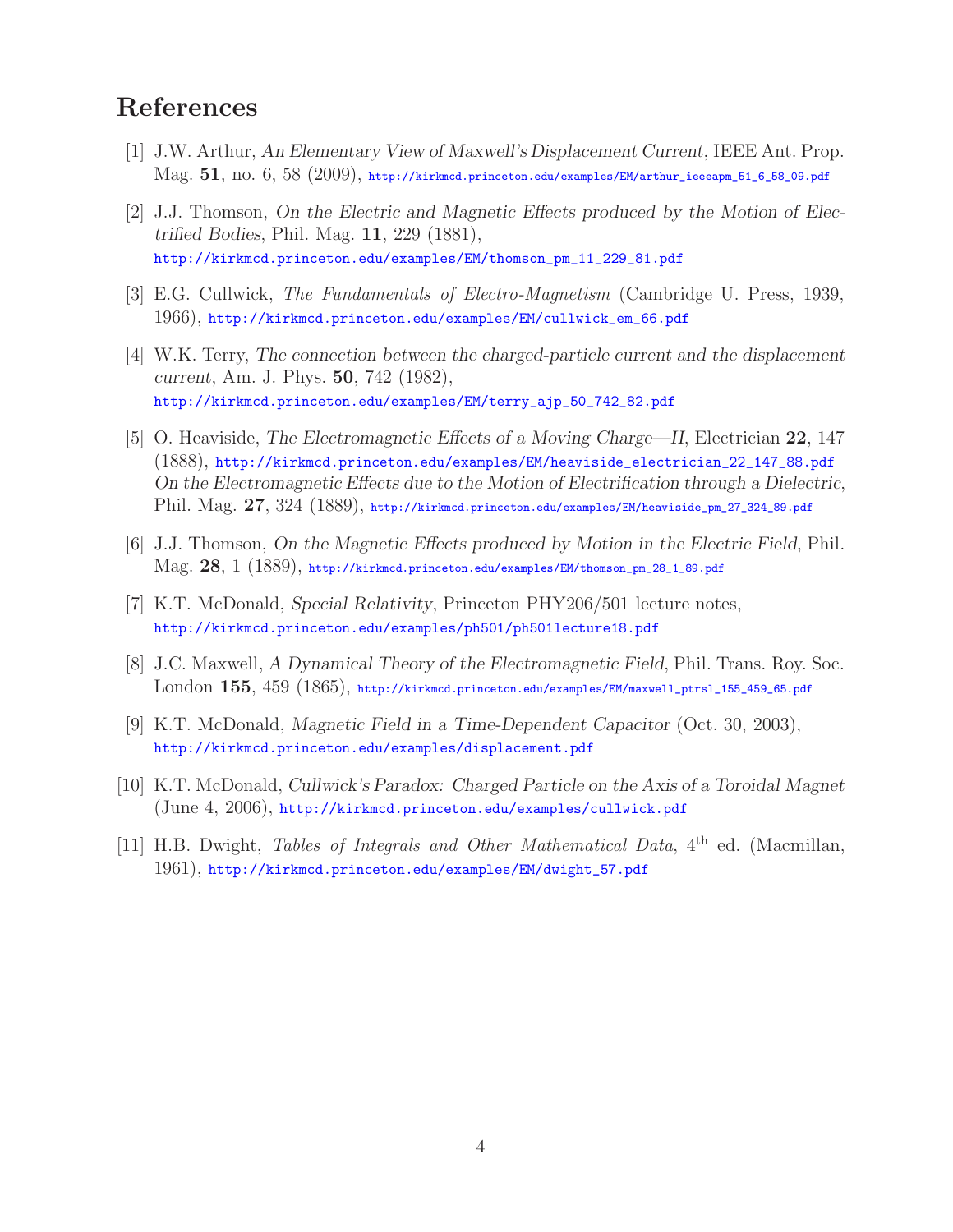## References

[1] J.W. Arthur, *An Elementary View of Maxwell's Displacement Current*, IEEE Ant. Prop. Mag. **51**, no. 6, 58 (2009), http://kirkmcd.princeton.edu/examples/EM/arthur_ieeeapm_51_6_58_09.pdf

[2] J.J. Thomson, *On the Electric and Magnetic Effects produced by the Motion of Electrified Bodies*, Phil. Mag. **11**, 229 (1881), http://kirkmcd.princeton.edu/examples/EM/thomson_pm_11_229_81.pdf

[3] E.G. Cullwick, *The Fundamentals of Electro-Magnetism* (Cambridge U. Press, 1939, 1966), http://kirkmcd.princeton.edu/examples/EM/cullwick_em_66.pdf

[4] W.K. Terry, *The connection between the charged-particle current and the displacement current*, Am. J. Phys. **50**, 742 (1982), http://kirkmcd.princeton.edu/examples/EM/terry_ajp_50_742_82.pdf

[5] O. Heaviside, *The Electromagnetic Effects of a Moving Charge—II*, Electrician **22**, 147 (1888), http://kirkmcd.princeton.edu/examples/EM/heaviside_electrician_22_147_88.pdf
*On the Electromagnetic Effects due to the Motion of Electrification through a Dielectric*, Phil. Mag. **27**, 324 (1889), http://kirkmcd.princeton.edu/examples/EM/heaviside_pm_27_324_89.pdf

[6] J.J. Thomson, *On the Magnetic Effects produced by Motion in the Electric Field*, Phil. Mag. **28**, 1 (1889), http://kirkmcd.princeton.edu/examples/EM/thomson_pm_28_1_89.pdf

[7] K.T. McDonald, *Special Relativity*, Princeton PHY206/501 lecture notes, http://kirkmcd.princeton.edu/examples/ph501/ph501lecture18.pdf

[8] J.C. Maxwell, *A Dynamical Theory of the Electromagnetic Field*, Phil. Trans. Roy. Soc. London **155**, 459 (1865), http://kirkmcd.princeton.edu/examples/EM/maxwell_ptrsl_155_459_65.pdf

[9] K.T. McDonald, *Magnetic Field in a Time-Dependent Capacitor* (Oct. 30, 2003), http://kirkmcd.princeton.edu/examples/displacement.pdf

[10] K.T. McDonald, *Cullwick's Paradox: Charged Particle on the Axis of a Toroidal Magnet* (June 4, 2006), http://kirkmcd.princeton.edu/examples/cullwick.pdf

[11] H.B. Dwight, *Tables of Integrals and Other Mathematical Data*, 4th ed. (Macmillan, 1961), http://kirkmcd.princeton.edu/examples/EM/dwight_57.pdf